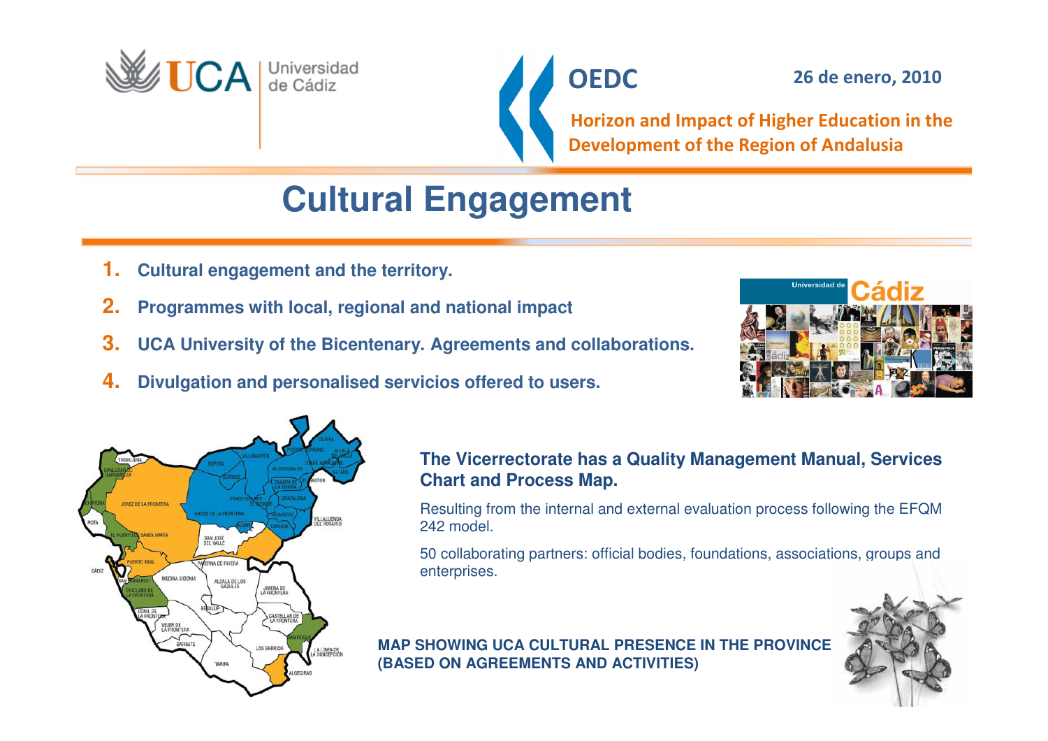UCA Universidad de Cádiz

**OEDC** **26 de enero, 2010**

**Horizon and Impact of Higher Education in the Development of the Region of Andalusia**

# Cultural Engagement

1. **Cultural engagement and the territory.**
2. **Programmes with local, regional and national impact**
3. **UCA University of the Bicentenary. Agreements and collaborations.**
4. **Divulgation and personalised servicios offered to users.**

**The Vicerrectorate has a Quality Management Manual, Services Chart and Process Map.**

Resulting from the internal and external evaluation process following the EFQM 242 model.

50 collaborating partners: official bodies, foundations, associations, groups and enterprises.

**MAP SHOWING UCA CULTURAL PRESENCE IN THE PROVINCE (BASED ON AGREEMENTS AND ACTIVITIES)**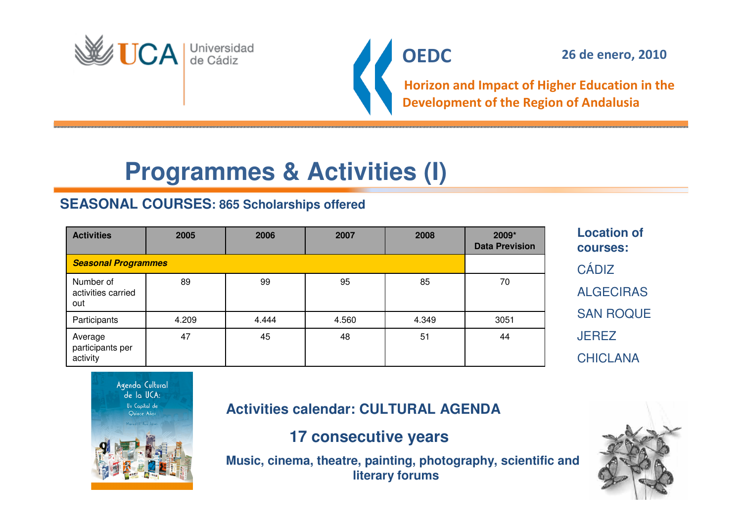# Programmes & Activities (I)

**SEASONAL COURSES: 865 Scholarships offered**

| Activities | 2005 | 2006 | 2007 | 2008 | 2009* Data Prevision |
|---|---|---|---|---|---|
| ***Seasonal Programmes*** | | | | | |
| Number of activities carried out | 89 | 99 | 95 | 85 | 70 |
| Participants | 4.209 | 4.444 | 4.560 | 4.349 | 3051 |
| Average participants per activity | 47 | 45 | 48 | 51 | 44 |

**Location of courses:**

CÁDIZ

ALGECIRAS

SAN ROQUE

JEREZ

CHICLANA

**Activities calendar: CULTURAL AGENDA**

**17 consecutive years**

**Music, cinema, theatre, painting, photography, scientific and literary forums**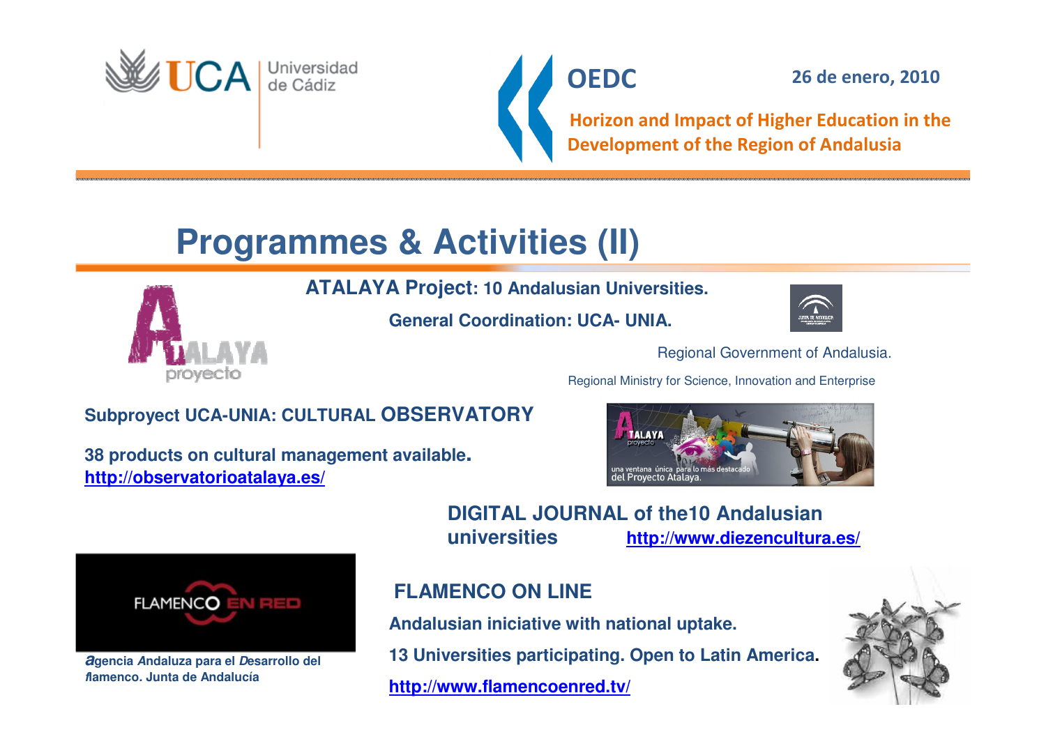# Programmes & Activities (II)

**ATALAYA Project: 10 Andalusian Universities.**

**General Coordination: UCA- UNIA.**

Regional Government of Andalusia.

Regional Ministry for Science, Innovation and Enterprise

**Subproyect UCA-UNIA: CULTURAL OBSERVATORY**

**38 products on cultural management available.**
**http://observatorioatalaya.es/**

**DIGITAL JOURNAL of the10 Andalusian universities** **http://www.diezencultura.es/**

**FLAMENCO ON LINE**

**Andalusian iniciative with national uptake.**

**13 Universities participating. Open to Latin America.**

**http://www.flamencoenred.tv/**

***a**gencia **A**ndaluza para el **D**esarrollo del **f**lamenco. Junta de Andalucía*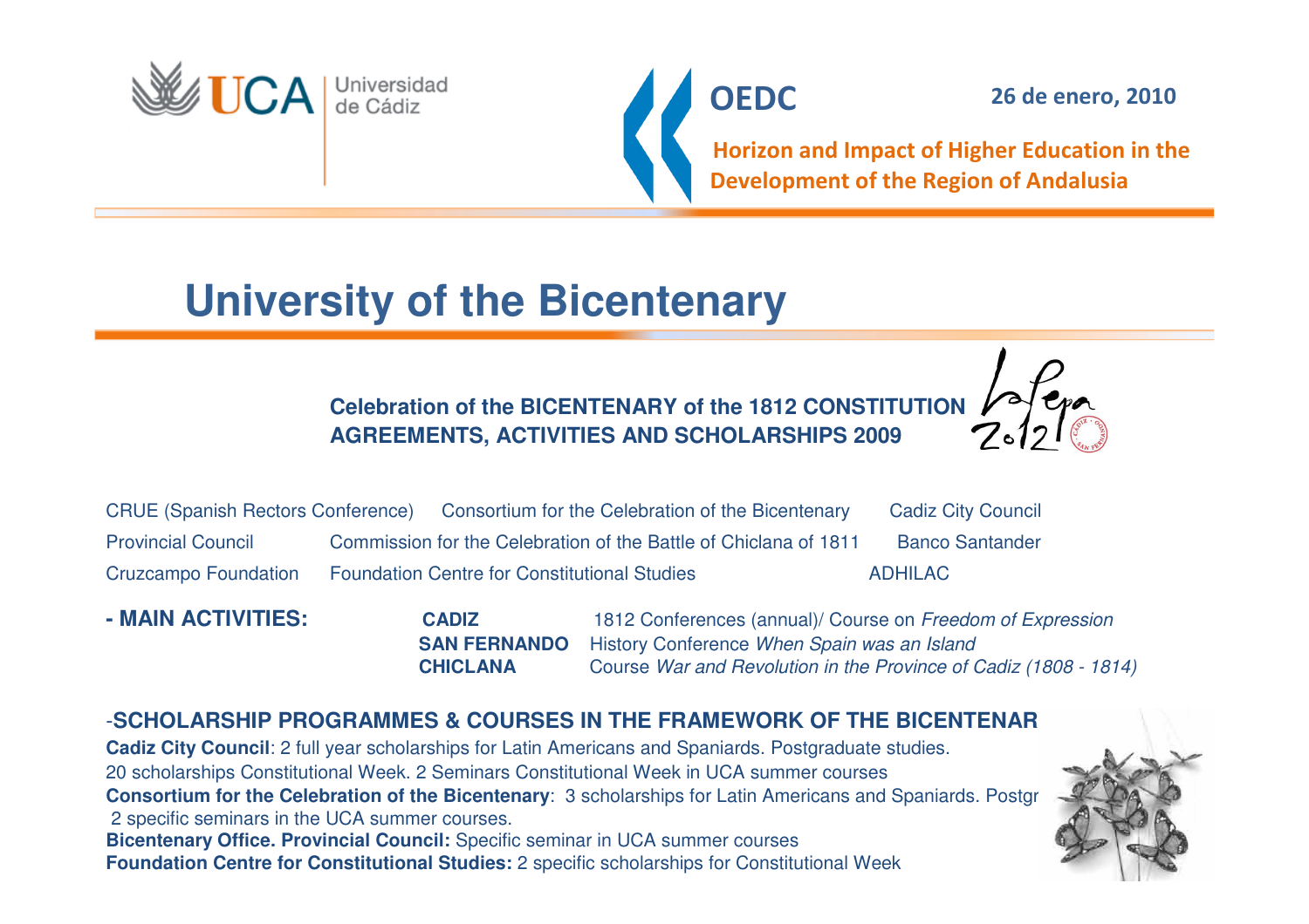# University of the Bicentenary

**Celebration of the BICENTENARY of the 1812 CONSTITUTION**
**AGREEMENTS, ACTIVITIES AND SCHOLARSHIPS 2009**

| | | |
|---|---|---|
| CRUE (Spanish Rectors Conference) | Consortium for the Celebration of the Bicentenary | Cadiz City Council |
| Provincial Council | Commission for the Celebration of the Battle of Chiclana of 1811 | Banco Santander |
| Cruzcampo Foundation | Foundation Centre for Constitutional Studies | ADHILAC |

**- MAIN ACTIVITIES:**

- **CADIZ** — 1812 Conferences (annual)/ Course on *Freedom of Expression*
- **SAN FERNANDO** — History Conference *When Spain was an Island*
- **CHICLANA** — Course *War and Revolution in the Province of Cadiz (1808 - 1814)*

**-SCHOLARSHIP PROGRAMMES & COURSES IN THE FRAMEWORK OF THE BICENTENAR**

**Cadiz City Council**: 2 full year scholarships for Latin Americans and Spaniards. Postgraduate studies.
20 scholarships Constitutional Week. 2 Seminars Constitutional Week in UCA summer courses

**Consortium for the Celebration of the Bicentenary**: 3 scholarships for Latin Americans and Spaniards. Postgr
2 specific seminars in the UCA summer courses.

**Bicentenary Office. Provincial Council:** Specific seminar in UCA summer courses

**Foundation Centre for Constitutional Studies:** 2 specific scholarships for Constitutional Week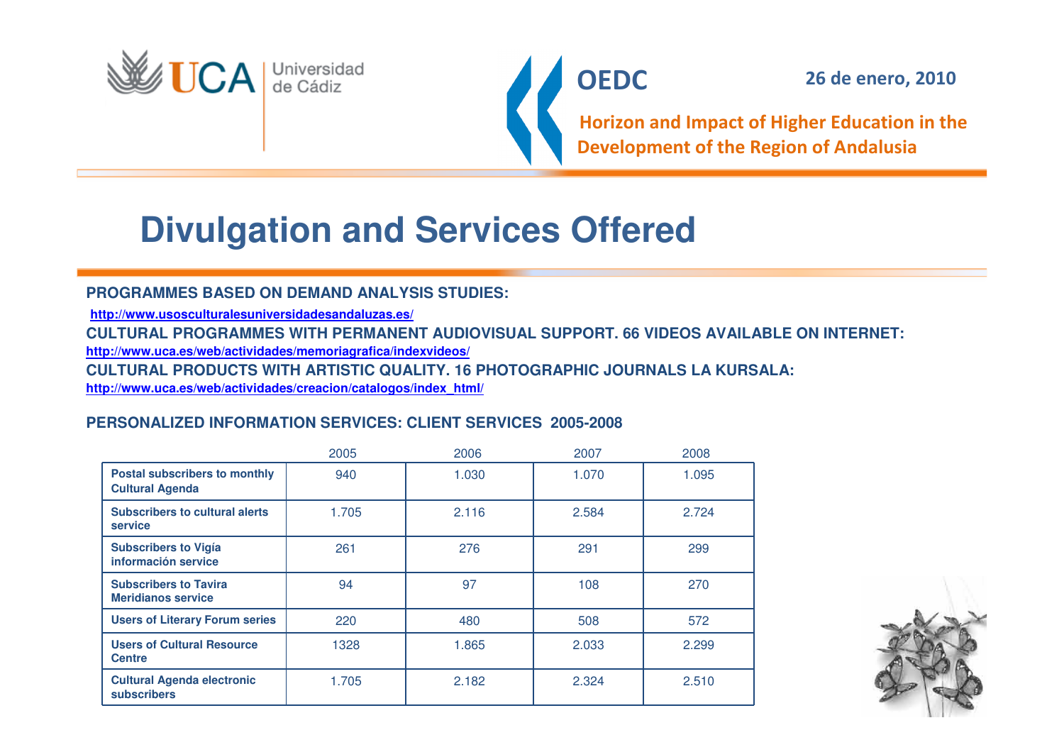# Divulgation and Services Offered

**PROGRAMMES BASED ON DEMAND ANALYSIS STUDIES:**

http://www.usosculturalesuniversidadesandaluzas.es/

**CULTURAL PROGRAMMES WITH PERMANENT AUDIOVISUAL SUPPORT. 66 VIDEOS AVAILABLE ON INTERNET:**

http://www.uca.es/web/actividades/memoriagrafica/indexvideos/

**CULTURAL PRODUCTS WITH ARTISTIC QUALITY. 16 PHOTOGRAPHIC JOURNALS LA KURSALA:**

http://www.uca.es/web/actividades/creacion/catalogos/index_html/

**PERSONALIZED INFORMATION SERVICES: CLIENT SERVICES 2005-2008**

| | 2005 | 2006 | 2007 | 2008 |
|---|---|---|---|---|
| **Postal subscribers to monthly Cultural Agenda** | 940 | 1.030 | 1.070 | 1.095 |
| **Subscribers to cultural alerts service** | 1.705 | 2.116 | 2.584 | 2.724 |
| **Subscribers to Vigía información service** | 261 | 276 | 291 | 299 |
| **Subscribers to Tavira Meridianos service** | 94 | 97 | 108 | 270 |
| **Users of Literary Forum series** | 220 | 480 | 508 | 572 |
| **Users of Cultural Resource Centre** | 1328 | 1.865 | 2.033 | 2.299 |
| **Cultural Agenda electronic subscribers** | 1.705 | 2.182 | 2.324 | 2.510 |